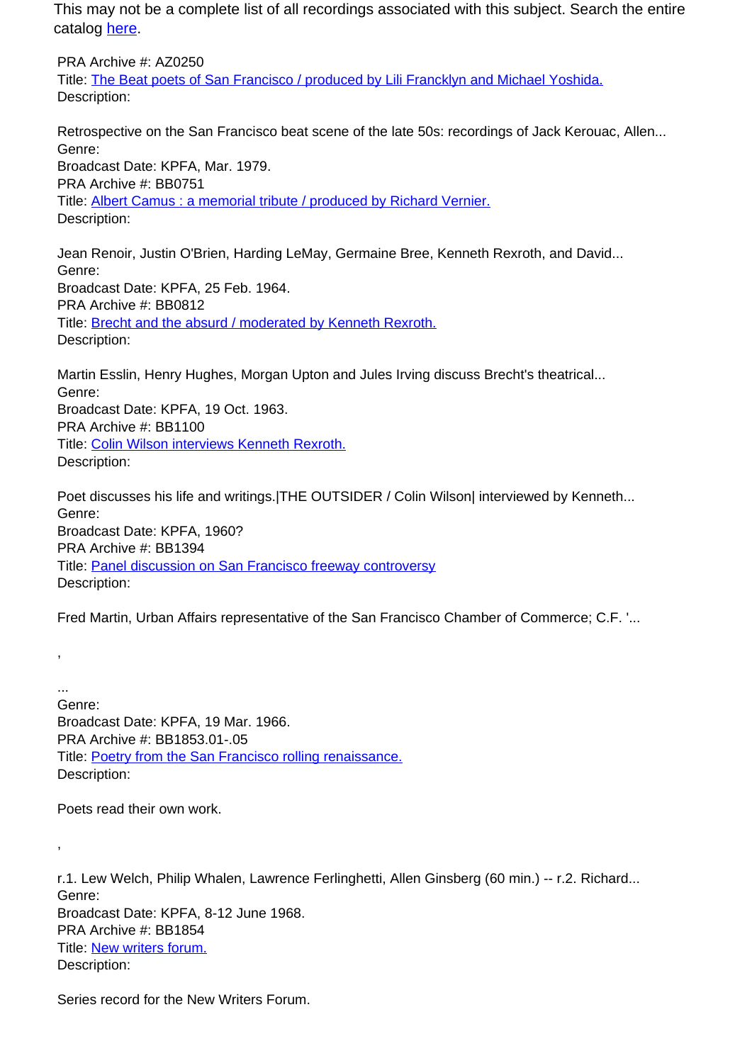This may not be a complete list of all recordings associated with this subject. Search the entire catalog [here](#).

PRA Archive #: AZ0250
Title: [The Beat poets of San Francisco / produced by Lili Francklyn and Michael Yoshida.](#)
Description:

Retrospective on the San Francisco beat scene of the late 50s: recordings of Jack Kerouac, Allen...
Genre:
Broadcast Date: KPFA, Mar. 1979.
PRA Archive #: BB0751
Title: [Albert Camus : a memorial tribute / produced by Richard Vernier.](#)
Description:

Jean Renoir, Justin O'Brien, Harding LeMay, Germaine Bree, Kenneth Rexroth, and David...
Genre:
Broadcast Date: KPFA, 25 Feb. 1964.
PRA Archive #: BB0812
Title: [Brecht and the absurd / moderated by Kenneth Rexroth.](#)
Description:

Martin Esslin, Henry Hughes, Morgan Upton and Jules Irving discuss Brecht's theatrical...
Genre:
Broadcast Date: KPFA, 19 Oct. 1963.
PRA Archive #: BB1100
Title: [Colin Wilson interviews Kenneth Rexroth.](#)
Description:

Poet discusses his life and writings.|THE OUTSIDER / Colin Wilson| interviewed by Kenneth...
Genre:
Broadcast Date: KPFA, 1960?
PRA Archive #: BB1394
Title: [Panel discussion on San Francisco freeway controversy](#)
Description:

Fred Martin, Urban Affairs representative of the San Francisco Chamber of Commerce; C.F. '...

,

...
Genre:
Broadcast Date: KPFA, 19 Mar. 1966.
PRA Archive #: BB1853.01-.05
Title: [Poetry from the San Francisco rolling renaissance.](#)
Description:

Poets read their own work.

,

r.1. Lew Welch, Philip Whalen, Lawrence Ferlinghetti, Allen Ginsberg (60 min.) -- r.2. Richard...
Genre:
Broadcast Date: KPFA, 8-12 June 1968.
PRA Archive #: BB1854
Title: [New writers forum.](#)
Description:

Series record for the New Writers Forum.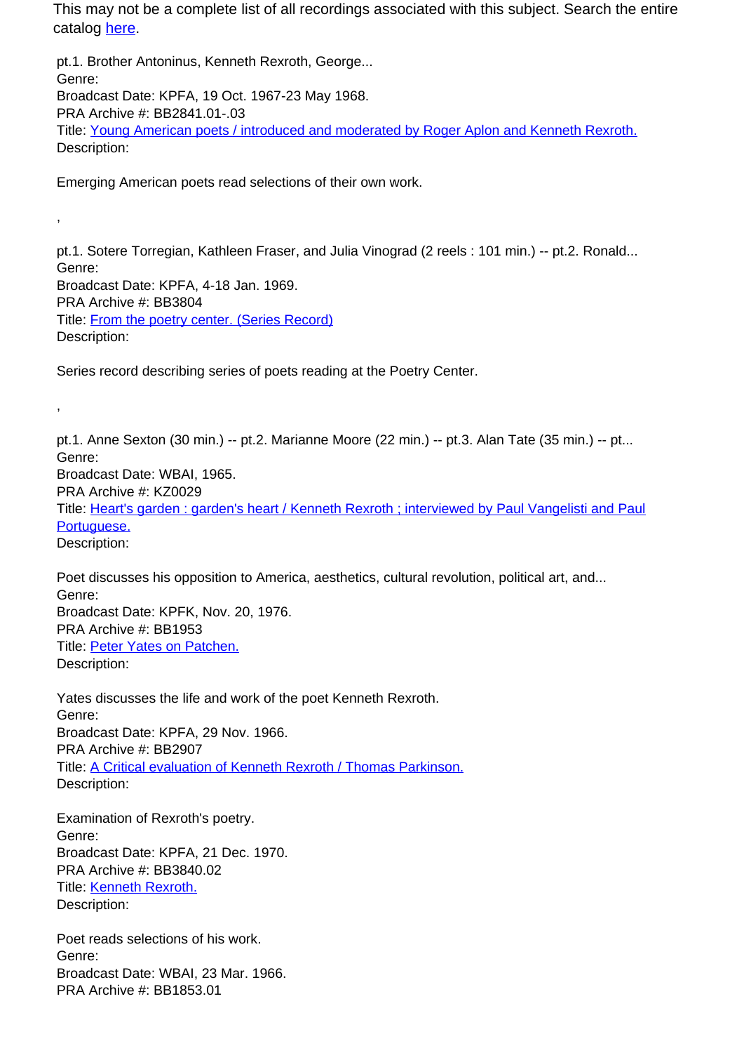This may not be a complete list of all recordings associated with this subject. Search the entire catalog here.

pt.1. Brother Antoninus, Kenneth Rexroth, George...
Genre:
Broadcast Date: KPFA, 19 Oct. 1967-23 May 1968.
PRA Archive #: BB2841.01-.03
Title: Young American poets / introduced and moderated by Roger Aplon and Kenneth Rexroth.
Description:

Emerging American poets read selections of their own work.

,

pt.1. Sotere Torregian, Kathleen Fraser, and Julia Vinograd (2 reels : 101 min.) -- pt.2. Ronald...
Genre:
Broadcast Date: KPFA, 4-18 Jan. 1969.
PRA Archive #: BB3804
Title: From the poetry center. (Series Record)
Description:

Series record describing series of poets reading at the Poetry Center.

,

pt.1. Anne Sexton (30 min.) -- pt.2. Marianne Moore (22 min.) -- pt.3. Alan Tate (35 min.) -- pt...
Genre:
Broadcast Date: WBAI, 1965.
PRA Archive #: KZ0029
Title: Heart's garden : garden's heart / Kenneth Rexroth ; interviewed by Paul Vangelisti and Paul Portuguese.
Description:

Poet discusses his opposition to America, aesthetics, cultural revolution, political art, and...
Genre:
Broadcast Date: KPFK, Nov. 20, 1976.
PRA Archive #: BB1953
Title: Peter Yates on Patchen.
Description:

Yates discusses the life and work of the poet Kenneth Rexroth.
Genre:
Broadcast Date: KPFA, 29 Nov. 1966.
PRA Archive #: BB2907
Title: A Critical evaluation of Kenneth Rexroth / Thomas Parkinson.
Description:

Examination of Rexroth's poetry.
Genre:
Broadcast Date: KPFA, 21 Dec. 1970.
PRA Archive #: BB3840.02
Title: Kenneth Rexroth.
Description:

Poet reads selections of his work.
Genre:
Broadcast Date: WBAI, 23 Mar. 1966.
PRA Archive #: BB1853.01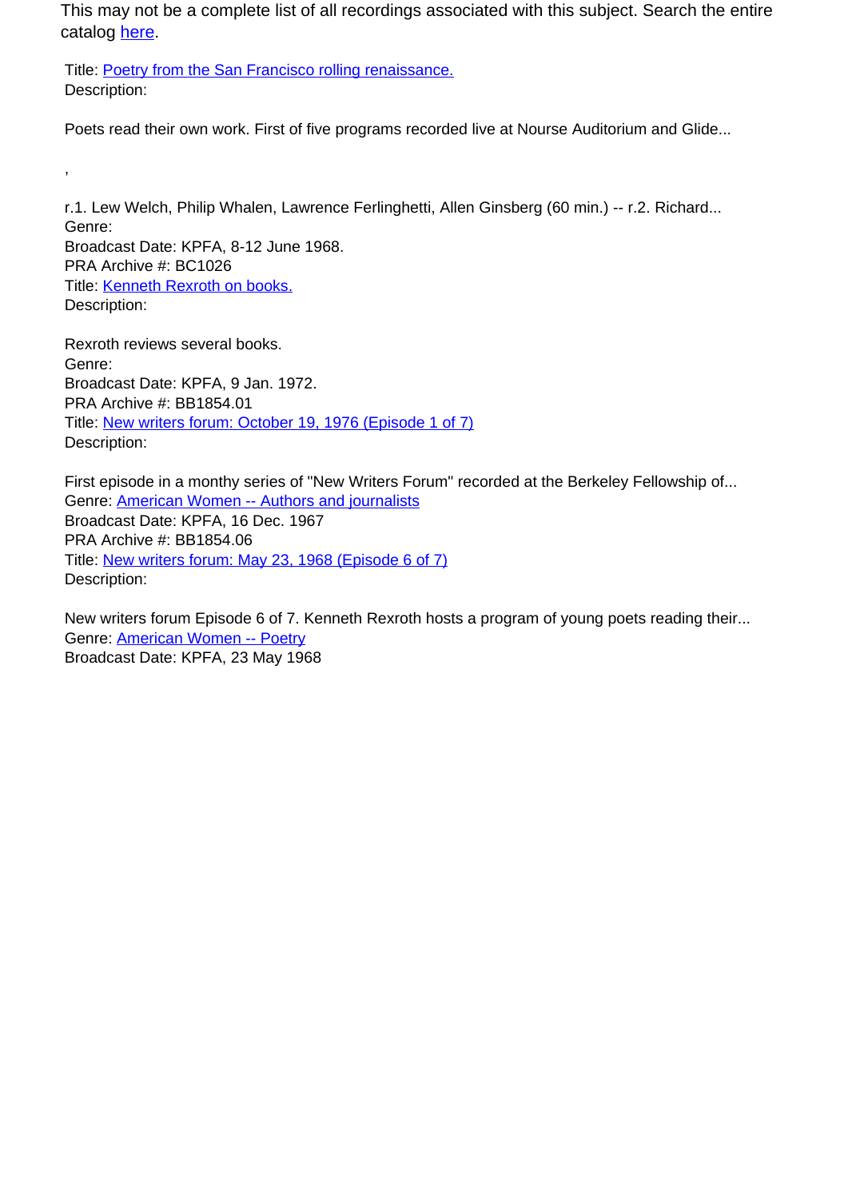This may not be a complete list of all recordings associated with this subject. Search the entire catalog here.

Title: Poetry from the San Francisco rolling renaissance.
Description:

Poets read their own work. First of five programs recorded live at Nourse Auditorium and Glide...

,

r.1. Lew Welch, Philip Whalen, Lawrence Ferlinghetti, Allen Ginsberg (60 min.) -- r.2. Richard...
Genre:
Broadcast Date: KPFA, 8-12 June 1968.
PRA Archive #: BC1026
Title: Kenneth Rexroth on books.
Description:

Rexroth reviews several books.
Genre:
Broadcast Date: KPFA, 9 Jan. 1972.
PRA Archive #: BB1854.01
Title: New writers forum: October 19, 1976 (Episode 1 of 7)
Description:

First episode in a monthy series of "New Writers Forum" recorded at the Berkeley Fellowship of...
Genre: American Women -- Authors and journalists
Broadcast Date: KPFA, 16 Dec. 1967
PRA Archive #: BB1854.06
Title: New writers forum: May 23, 1968 (Episode 6 of 7)
Description:

New writers forum Episode 6 of 7. Kenneth Rexroth hosts a program of young poets reading their...
Genre: American Women -- Poetry
Broadcast Date: KPFA, 23 May 1968